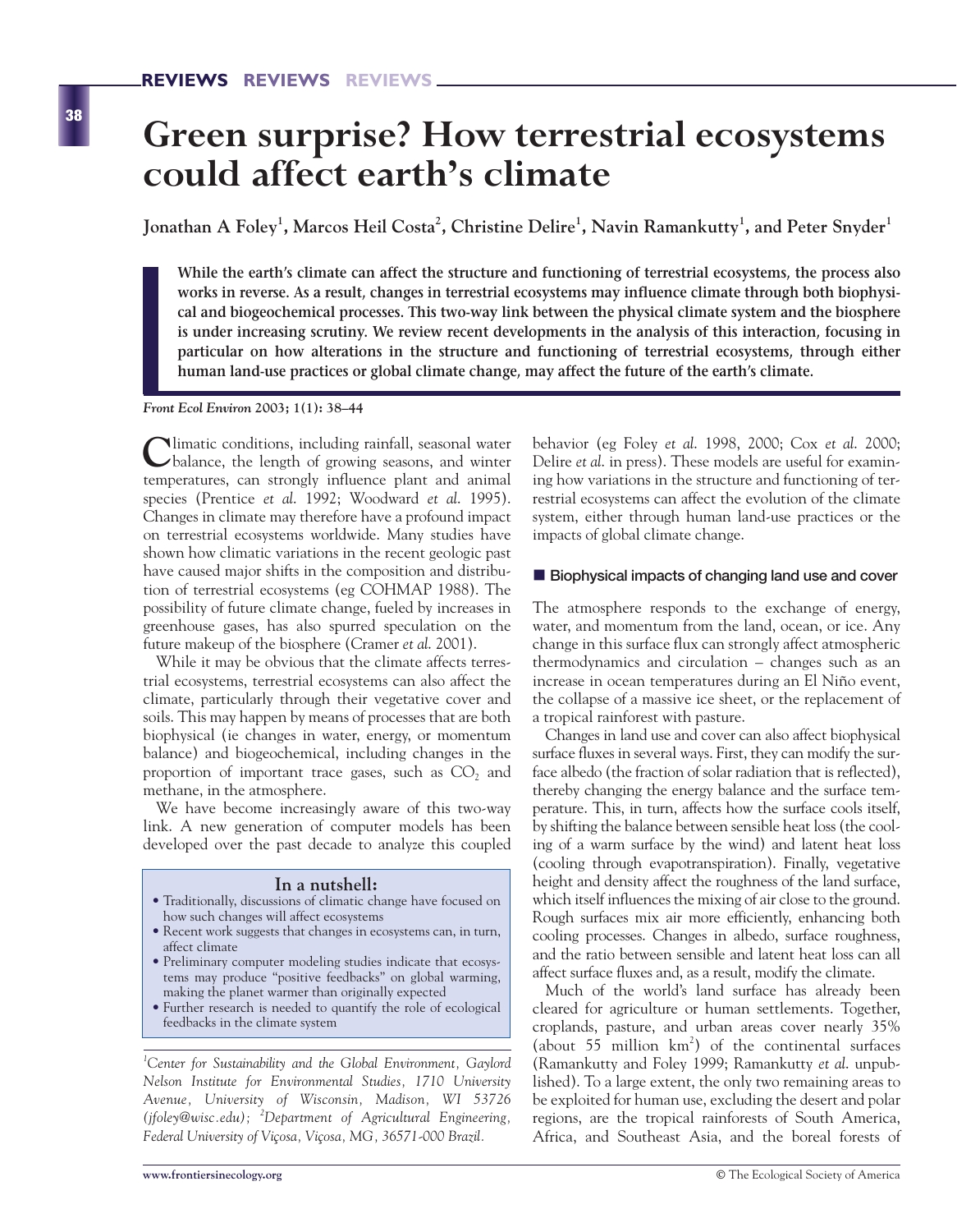# Green surprise? How terrestrial ecosystems could affect earth's climate

**Jonathan A Foley[1], Marcos Heil Costa[2], Christine Delire[1], Navin Ramankutty[1], and Peter Snyder[1]**

**While the earth's climate can affect the structure and functioning of terrestrial ecosystems, the process also works in reverse. As a result, changes in terrestrial ecosystems may influence climate through both biophysical and biogeochemical processes. This two-way link between the physical climate system and the biosphere is under increasing scrutiny. We review recent developments in the analysis of this interaction, focusing in particular on how alterations in the structure and functioning of terrestrial ecosystems, through either human land-use practices or global climate change, may affect the future of the earth's climate.**

***Front Ecol Environ*** **2003; 1(1): 38–44**

Climatic conditions, including rainfall, seasonal water balance, the length of growing seasons, and winter temperatures, can strongly influence plant and animal species (Prentice *et al.* 1992; Woodward *et al.* 1995). Changes in climate may therefore have a profound impact on terrestrial ecosystems worldwide. Many studies have shown how climatic variations in the recent geologic past have caused major shifts in the composition and distribution of terrestrial ecosystems (eg COHMAP 1988). The possibility of future climate change, fueled by increases in greenhouse gases, has also spurred speculation on the future makeup of the biosphere (Cramer *et al.* 2001).

While it may be obvious that the climate affects terrestrial ecosystems, terrestrial ecosystems can also affect the climate, particularly through their vegetative cover and soils. This may happen by means of processes that are both biophysical (ie changes in water, energy, or momentum balance) and biogeochemical, including changes in the proportion of important trace gases, such as $CO_2$ and methane, in the atmosphere.

We have become increasingly aware of this two-way link. A new generation of computer models has been developed over the past decade to analyze this coupled behavior (eg Foley *et al.* 1998, 2000; Cox *et al.* 2000; Delire *et al.* in press). These models are useful for examining how variations in the structure and functioning of terrestrial ecosystems can affect the evolution of the climate system, either through human land-use practices or the impacts of global climate change.

> **In a nutshell:**
> - Traditionally, discussions of climatic change have focused on how such changes will affect ecosystems
> - Recent work suggests that changes in ecosystems can, in turn, affect climate
> - Preliminary computer modeling studies indicate that ecosystems may produce "positive feedbacks" on global warming, making the planet warmer than originally expected
> - Further research is needed to quantify the role of ecological feedbacks in the climate system

[1]*Center for Sustainability and the Global Environment, Gaylord Nelson Institute for Environmental Studies, 1710 University Avenue, University of Wisconsin, Madison, WI 53726 (jfoley@wisc.edu);* [2]*Department of Agricultural Engineering, Federal University of Viçosa, Viçosa, MG, 36571-000 Brazil.*

## Biophysical impacts of changing land use and cover

The atmosphere responds to the exchange of energy, water, and momentum from the land, ocean, or ice. Any change in this surface flux can strongly affect atmospheric thermodynamics and circulation – changes such as an increase in ocean temperatures during an El Niño event, the collapse of a massive ice sheet, or the replacement of a tropical rainforest with pasture.

Changes in land use and cover can also affect biophysical surface fluxes in several ways. First, they can modify the surface albedo (the fraction of solar radiation that is reflected), thereby changing the energy balance and the surface temperature. This, in turn, affects how the surface cools itself, by shifting the balance between sensible heat loss (the cooling of a warm surface by the wind) and latent heat loss (cooling through evapotranspiration). Finally, vegetative height and density affect the roughness of the land surface, which itself influences the mixing of air close to the ground. Rough surfaces mix air more efficiently, enhancing both cooling processes. Changes in albedo, surface roughness, and the ratio between sensible and latent heat loss can all affect surface fluxes and, as a result, modify the climate.

Much of the world's land surface has already been cleared for agriculture or human settlements. Together, croplands, pasture, and urban areas cover nearly 35% (about 55 million $km^2$) of the continental surfaces (Ramankutty and Foley 1999; Ramankutty *et al.* unpublished). To a large extent, the only two remaining areas to be exploited for human use, excluding the desert and polar regions, are the tropical rainforests of South America, Africa, and Southeast Asia, and the boreal forests of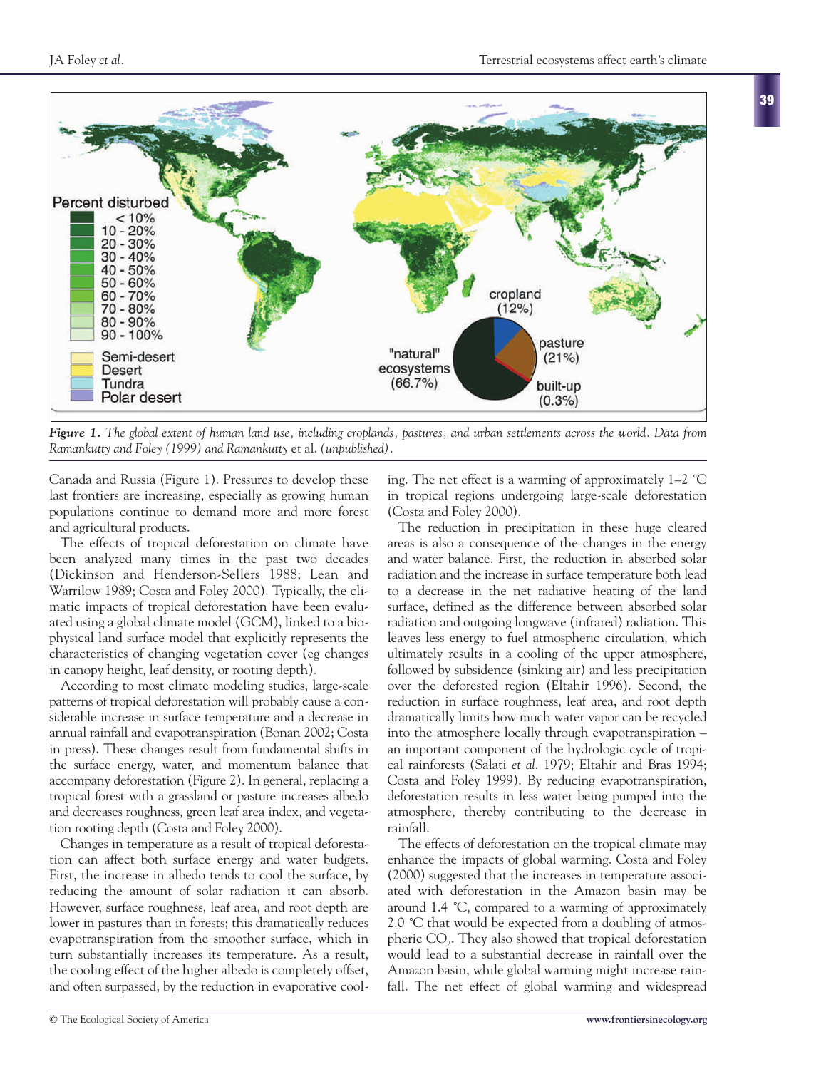*Figure 1. The global extent of human land use, including croplands, pastures, and urban settlements across the world. Data from Ramankutty and Foley (1999) and Ramankutty* et al. *(unpublished).*

Canada and Russia (Figure 1). Pressures to develop these last frontiers are increasing, especially as growing human populations continue to demand more and more forest and agricultural products.

The effects of tropical deforestation on climate have been analyzed many times in the past two decades (Dickinson and Henderson-Sellers 1988; Lean and Warrilow 1989; Costa and Foley 2000). Typically, the climatic impacts of tropical deforestation have been evaluated using a global climate model (GCM), linked to a biophysical land surface model that explicitly represents the characteristics of changing vegetation cover (eg changes in canopy height, leaf density, or rooting depth).

According to most climate modeling studies, large-scale patterns of tropical deforestation will probably cause a considerable increase in surface temperature and a decrease in annual rainfall and evapotranspiration (Bonan 2002; Costa in press). These changes result from fundamental shifts in the surface energy, water, and momentum balance that accompany deforestation (Figure 2). In general, replacing a tropical forest with a grassland or pasture increases albedo and decreases roughness, green leaf area index, and vegetation rooting depth (Costa and Foley 2000).

Changes in temperature as a result of tropical deforestation can affect both surface energy and water budgets. First, the increase in albedo tends to cool the surface, by reducing the amount of solar radiation it can absorb. However, surface roughness, leaf area, and root depth are lower in pastures than in forests; this dramatically reduces evapotranspiration from the smoother surface, which in turn substantially increases its temperature. As a result, the cooling effect of the higher albedo is completely offset, and often surpassed, by the reduction in evaporative cooling. The net effect is a warming of approximately 1–2 °C in tropical regions undergoing large-scale deforestation (Costa and Foley 2000).

The reduction in precipitation in these huge cleared areas is also a consequence of the changes in the energy and water balance. First, the reduction in absorbed solar radiation and the increase in surface temperature both lead to a decrease in the net radiative heating of the land surface, defined as the difference between absorbed solar radiation and outgoing longwave (infrared) radiation. This leaves less energy to fuel atmospheric circulation, which ultimately results in a cooling of the upper atmosphere, followed by subsidence (sinking air) and less precipitation over the deforested region (Eltahir 1996). Second, the reduction in surface roughness, leaf area, and root depth dramatically limits how much water vapor can be recycled into the atmosphere locally through evapotranspiration – an important component of the hydrologic cycle of tropical rainforests (Salati *et al.* 1979; Eltahir and Bras 1994; Costa and Foley 1999). By reducing evapotranspiration, deforestation results in less water being pumped into the atmosphere, thereby contributing to the decrease in rainfall.

The effects of deforestation on the tropical climate may enhance the impacts of global warming. Costa and Foley (2000) suggested that the increases in temperature associated with deforestation in the Amazon basin may be around 1.4 °C, compared to a warming of approximately 2.0 °C that would be expected from a doubling of atmospheric $CO_2$. They also showed that tropical deforestation would lead to a substantial decrease in rainfall over the Amazon basin, while global warming might increase rainfall. The net effect of global warming and widespread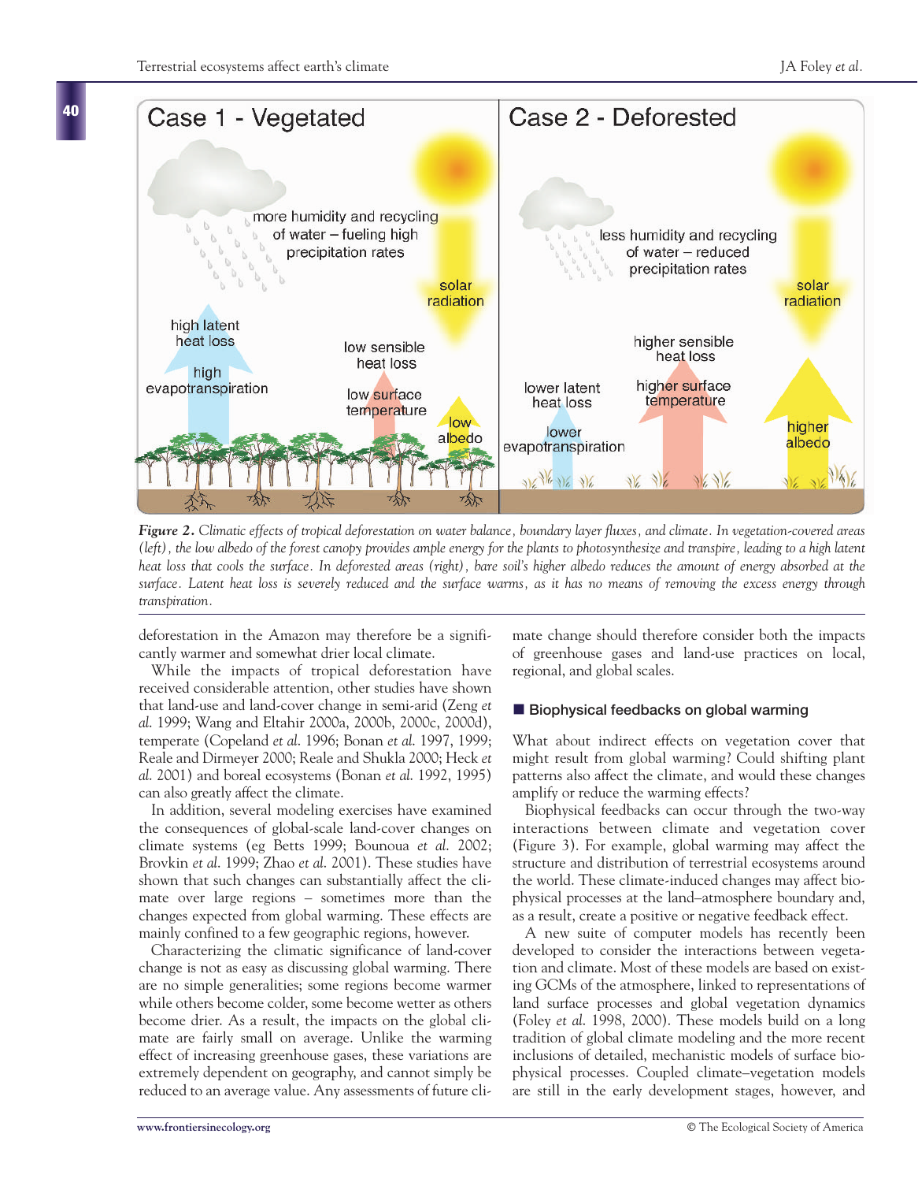*Figure 2. Climatic effects of tropical deforestation on water balance, boundary layer fluxes, and climate. In vegetation-covered areas (left), the low albedo of the forest canopy provides ample energy for the plants to photosynthesize and transpire, leading to a high latent heat loss that cools the surface. In deforested areas (right), bare soil's higher albedo reduces the amount of energy absorbed at the surface. Latent heat loss is severely reduced and the surface warms, as it has no means of removing the excess energy through transpiration.*

deforestation in the Amazon may therefore be a significantly warmer and somewhat drier local climate.

While the impacts of tropical deforestation have received considerable attention, other studies have shown that land-use and land-cover change in semi-arid (Zeng *et al.* 1999; Wang and Eltahir 2000a, 2000b, 2000c, 2000d), temperate (Copeland *et al.* 1996; Bonan *et al.* 1997, 1999; Reale and Dirmeyer 2000; Reale and Shukla 2000; Heck *et al.* 2001) and boreal ecosystems (Bonan *et al.* 1992, 1995) can also greatly affect the climate.

In addition, several modeling exercises have examined the consequences of global-scale land-cover changes on climate systems (eg Betts 1999; Bounoua *et al.* 2002; Brovkin *et al.* 1999; Zhao *et al.* 2001). These studies have shown that such changes can substantially affect the climate over large regions – sometimes more than the changes expected from global warming. These effects are mainly confined to a few geographic regions, however.

Characterizing the climatic significance of land-cover change is not as easy as discussing global warming. There are no simple generalities; some regions become warmer while others become colder, some become wetter as others become drier. As a result, the impacts on the global climate are fairly small on average. Unlike the warming effect of increasing greenhouse gases, these variations are extremely dependent on geography, and cannot simply be reduced to an average value. Any assessments of future climate change should therefore consider both the impacts of greenhouse gases and land-use practices on local, regional, and global scales.

## Biophysical feedbacks on global warming

What about indirect effects on vegetation cover that might result from global warming? Could shifting plant patterns also affect the climate, and would these changes amplify or reduce the warming effects?

Biophysical feedbacks can occur through the two-way interactions between climate and vegetation cover (Figure 3). For example, global warming may affect the structure and distribution of terrestrial ecosystems around the world. These climate-induced changes may affect biophysical processes at the land–atmosphere boundary and, as a result, create a positive or negative feedback effect.

A new suite of computer models has recently been developed to consider the interactions between vegetation and climate. Most of these models are based on existing GCMs of the atmosphere, linked to representations of land surface processes and global vegetation dynamics (Foley *et al.* 1998, 2000). These models build on a long tradition of global climate modeling and the more recent inclusions of detailed, mechanistic models of surface biophysical processes. Coupled climate–vegetation models are still in the early development stages, however, and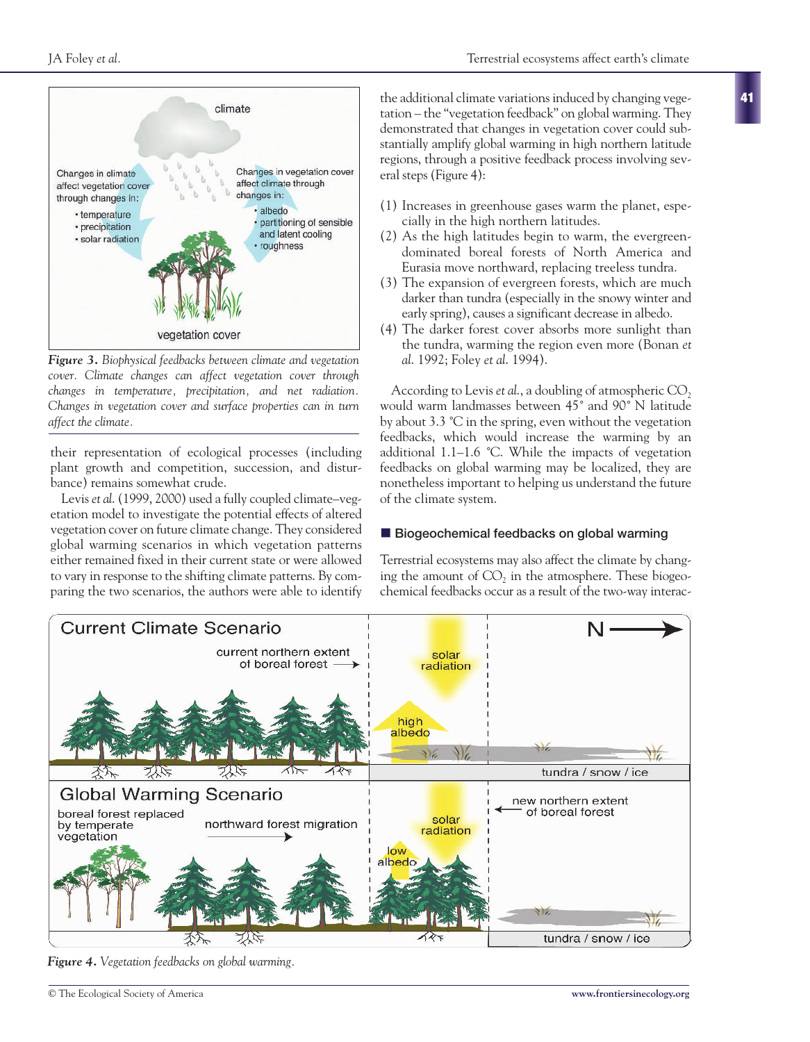*Figure 3. Biophysical feedbacks between climate and vegetation cover. Climate changes can affect vegetation cover through changes in temperature, precipitation, and net radiation. Changes in vegetation cover and surface properties can in turn affect the climate.*

their representation of ecological processes (including plant growth and competition, succession, and disturbance) remains somewhat crude.

Levis *et al.* (1999, 2000) used a fully coupled climate–vegetation model to investigate the potential effects of altered vegetation cover on future climate change. They considered global warming scenarios in which vegetation patterns either remained fixed in their current state or were allowed to vary in response to the shifting climate patterns. By comparing the two scenarios, the authors were able to identify the additional climate variations induced by changing vegetation – the "vegetation feedback" on global warming. They demonstrated that changes in vegetation cover could substantially amplify global warming in high northern latitude regions, through a positive feedback process involving several steps (Figure 4):

(1) Increases in greenhouse gases warm the planet, especially in the high northern latitudes.
(2) As the high latitudes begin to warm, the evergreen-dominated boreal forests of North America and Eurasia move northward, replacing treeless tundra.
(3) The expansion of evergreen forests, which are much darker than tundra (especially in the snowy winter and early spring), causes a significant decrease in albedo.
(4) The darker forest cover absorbs more sunlight than the tundra, warming the region even more (Bonan *et al.* 1992; Foley *et al.* 1994).

According to Levis *et al.*, a doubling of atmospheric $CO_2$ would warm landmasses between 45° and 90° N latitude by about 3.3 °C in the spring, even without the vegetation feedbacks, which would increase the warming by an additional 1.1–1.6 °C. While the impacts of vegetation feedbacks on global warming may be localized, they are nonetheless important to helping us understand the future of the climate system.

## Biogeochemical feedbacks on global warming

Terrestrial ecosystems may also affect the climate by changing the amount of $CO_2$ in the atmosphere. These biogeochemical feedbacks occur as a result of the two-way interac-

*Figure 4. Vegetation feedbacks on global warming.*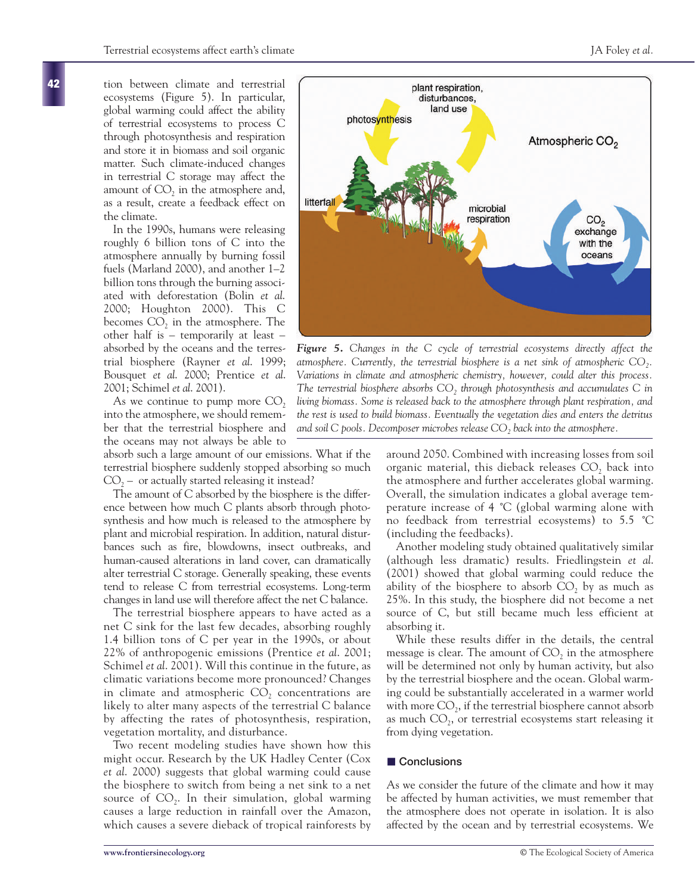tion between climate and terrestrial ecosystems (Figure 5). In particular, global warming could affect the ability of terrestrial ecosystems to process C through photosynthesis and respiration and store it in biomass and soil organic matter. Such climate-induced changes in terrestrial C storage may affect the amount of $CO_2$ in the atmosphere and, as a result, create a feedback effect on the climate.

In the 1990s, humans were releasing roughly 6 billion tons of C into the atmosphere annually by burning fossil fuels (Marland 2000), and another 1–2 billion tons through the burning associated with deforestation (Bolin *et al.* 2000; Houghton 2000). This C becomes $CO_2$ in the atmosphere. The other half is – temporarily at least – absorbed by the oceans and the terrestrial biosphere (Rayner *et al.* 1999; Bousquet *et al.* 2000; Prentice *et al.* 2001; Schimel *et al.* 2001).

As we continue to pump more $CO_2$ into the atmosphere, we should remember that the terrestrial biosphere and the oceans may not always be able to absorb such a large amount of our emissions. What if the terrestrial biosphere suddenly stopped absorbing so much $CO_2$ – or actually started releasing it instead?

The amount of C absorbed by the biosphere is the difference between how much C plants absorb through photosynthesis and how much is released to the atmosphere by plant and microbial respiration. In addition, natural disturbances such as fire, blowdowns, insect outbreaks, and human-caused alterations in land cover, can dramatically alter terrestrial C storage. Generally speaking, these events tend to release C from terrestrial ecosystems. Long-term changes in land use will therefore affect the net C balance.

The terrestrial biosphere appears to have acted as a net C sink for the last few decades, absorbing roughly 1.4 billion tons of C per year in the 1990s, or about 22% of anthropogenic emissions (Prentice *et al.* 2001; Schimel *et al.* 2001). Will this continue in the future, as climatic variations become more pronounced? Changes in climate and atmospheric $CO_2$ concentrations are likely to alter many aspects of the terrestrial C balance by affecting the rates of photosynthesis, respiration, vegetation mortality, and disturbance.

Two recent modeling studies have shown how this might occur. Research by the UK Hadley Center (Cox *et al.* 2000) suggests that global warming could cause the biosphere to switch from being a net sink to a net source of $CO_2$. In their simulation, global warming causes a large reduction in rainfall over the Amazon, which causes a severe dieback of tropical rainforests by around 2050. Combined with increasing losses from soil organic material, this dieback releases $CO_2$ back into the atmosphere and further accelerates global warming. Overall, the simulation indicates a global average temperature increase of 4 °C (global warming alone with no feedback from terrestrial ecosystems) to 5.5 °C (including the feedbacks).

Another modeling study obtained qualitatively similar (although less dramatic) results. Friedlingstein *et al.* (2001) showed that global warming could reduce the ability of the biosphere to absorb $CO_2$ by as much as 25%. In this study, the biosphere did not become a net source of C, but still became much less efficient at absorbing it.

While these results differ in the details, the central message is clear. The amount of $CO_2$ in the atmosphere will be determined not only by human activity, but also by the terrestrial biosphere and the ocean. Global warming could be substantially accelerated in a warmer world with more $CO_2$, if the terrestrial biosphere cannot absorb as much $CO_2$, or terrestrial ecosystems start releasing it from dying vegetation.

***Figure 5.*** *Changes in the C cycle of terrestrial ecosystems directly affect the atmosphere. Currently, the terrestrial biosphere is a net sink of atmospheric $CO_2$. Variations in climate and atmospheric chemistry, however, could alter this process. The terrestrial biosphere absorbs $CO_2$ through photosynthesis and accumulates C in living biomass. Some is released back to the atmosphere through plant respiration, and the rest is used to build biomass. Eventually the vegetation dies and enters the detritus and soil C pools. Decomposer microbes release $CO_2$ back into the atmosphere.*

## Conclusions

As we consider the future of the climate and how it may be affected by human activities, we must remember that the atmosphere does not operate in isolation. It is also affected by the ocean and by terrestrial ecosystems. We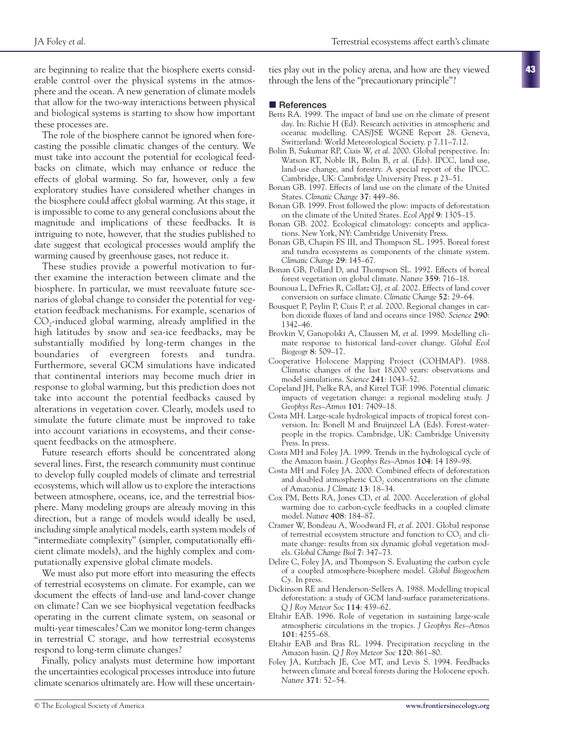are beginning to realize that the biosphere exerts considerable control over the physical systems in the atmosphere and the ocean. A new generation of climate models that allow for the two-way interactions between physical and biological systems is starting to show how important these processes are.

The role of the biosphere cannot be ignored when forecasting the possible climatic changes of the century. We must take into account the potential for ecological feedbacks on climate, which may enhance or reduce the effects of global warming. So far, however, only a few exploratory studies have considered whether changes in the biosphere could affect global warming. At this stage, it is impossible to come to any general conclusions about the magnitude and implications of these feedbacks. It is intriguing to note, however, that the studies published to date suggest that ecological processes would amplify the warming caused by greenhouse gases, not reduce it.

These studies provide a powerful motivation to further examine the interaction between climate and the biosphere. In particular, we must reevaluate future scenarios of global change to consider the potential for vegetation feedback mechanisms. For example, scenarios of $CO_2$-induced global warming, already amplified in the high latitudes by snow and sea-ice feedbacks, may be substantially modified by long-term changes in the boundaries of evergreen forests and tundra. Furthermore, several GCM simulations have indicated that continental interiors may become much drier in response to global warming, but this prediction does not take into account the potential feedbacks caused by alterations in vegetation cover. Clearly, models used to simulate the future climate must be improved to take into account variations in ecosystems, and their consequent feedbacks on the atmosphere.

Future research efforts should be concentrated along several lines. First, the research community must continue to develop fully coupled models of climate and terrestrial ecosystems, which will allow us to explore the interactions between atmosphere, oceans, ice, and the terrestrial biosphere. Many modeling groups are already moving in this direction, but a range of models would ideally be used, including simple analytical models, earth system models of "intermediate complexity" (simpler, computationally efficient climate models), and the highly complex and computationally expensive global climate models.

We must also put more effort into measuring the effects of terrestrial ecosystems on climate. For example, can we document the effects of land-use and land-cover change on climate? Can we see biophysical vegetation feedbacks operating in the current climate system, on seasonal or multi-year timescales? Can we monitor long-term changes in terrestrial C storage, and how terrestrial ecosystems respond to long-term climate changes?

Finally, policy analysts must determine how important the uncertainties ecological processes introduce into future climate scenarios ultimately are. How will these uncertainties play out in the policy arena, and how are they viewed through the lens of the "precautionary principle"?

## References

Betts RA. 1999. The impact of land use on the climate of present day. In: Richie H (Ed). Research activities in atmospheric and oceanic modelling. CAS/JSE WGNE Report 28. Geneva, Switzerland: World Meteorological Society. p 7.11–7.12.

Bolin B, Sukumar RP, Ciais W, *et al.* 2000. Global perspective. In: Watson RT, Noble IR, Bolin B, *et al.* (Eds). IPCC, land use, land-use change, and forestry. A special report of the IPCC. Cambridge, UK: Cambridge University Press. p 23–51.

Bonan GB. 1997. Effects of land use on the climate of the United States. *Climatic Change* **37**: 449–86.

Bonan GB. 1999. Frost followed the plow: impacts of deforestation on the climate of the United States. *Ecol Appl* **9**: 1305–15.

Bonan GB. 2002. Ecological climatology: concepts and applications. New York, NY: Cambridge University Press.

Bonan GB, Chapin FS III, and Thompson SL. 1995. Boreal forest and tundra ecosystems as components of the climate system. *Climatic Change* **29**: 145–67.

Bonan GB, Pollard D, and Thompson SL. 1992. Effects of boreal forest vegetation on global climate. *Nature* **359**: 716–18.

Bounoua L, DeFries R, Collatz GJ, *et al.* 2002. Effects of land cover conversion on surface climate. *Climatic Change* **52**: 29–64.

Bousquet P, Peylin P, Ciais P, *et al.* 2000. Regional changes in carbon dioxide fluxes of land and oceans since 1980. *Science* **290**: 1342–46.

Brovkin V, Ganopolski A, Claussen M, *et al.* 1999. Modelling climate response to historical land-cover change. *Global Ecol Biogeogr* **8**: 509–17.

Cooperative Holocene Mapping Project (COHMAP). 1988. Climatic changes of the last 18,000 years: observations and model simulations. *Science* **241**: 1043–52.

Copeland JH, Pielke RA, and Kittel TGF. 1996. Potential climatic impacts of vegetation change: a regional modeling study. *J Geophys Res–Atmos* **101**: 7409–18.

Costa MH. Large-scale hydrological impacts of tropical forest conversion. In: Bonell M and Bruijnzeel LA (Eds). Forest-water-people in the tropics. Cambridge, UK: Cambridge University Press. In press.

Costa MH and Foley JA. 1999. Trends in the hydrological cycle of the Amazon basin. *J Geophys Res–Atmos* **104**: 14 189–98.

Costa MH and Foley JA. 2000. Combined effects of deforestation and doubled atmospheric $CO_2$ concentrations on the climate of Amazonia. *J Climate* **13**: 18–34.

Cox PM, Betts RA, Jones CD, *et al.* 2000. Acceleration of global warming due to carbon-cycle feedbacks in a coupled climate model. *Nature* **408**: 184–87.

Cramer W, Bondeau A, Woodward FI, *et al.* 2001. Global response of terrestrial ecosystem structure and function to $CO_2$ and climate change: results from six dynamic global vegetation models. *Global Change Biol* **7**: 347–73.

Delire C, Foley JA, and Thompson S. Evaluating the carbon cycle of a coupled atmosphere-biosphere model. *Global Biogeochem Cy.* In press.

Dickinson RE and Henderson-Sellers A. 1988. Modelling tropical deforestation: a study of GCM land-surface parameterizations. *Q J Roy Meteor Soc* **114**: 439–62.

Eltahir EAB. 1996. Role of vegetation in sustaining large-scale atmospheric circulations in the tropics. *J Geophys Res–Atmos* **101**: 4255–68.

Eltahir EAB and Bras RL. 1994. Precipitation recycling in the Amazon basin. *Q J Roy Meteor Soc* **120**: 861–80.

Foley JA, Kutzbach JE, Coe MT, and Levis S. 1994. Feedbacks between climate and boreal forests during the Holocene epoch. *Nature* **371**: 52–54.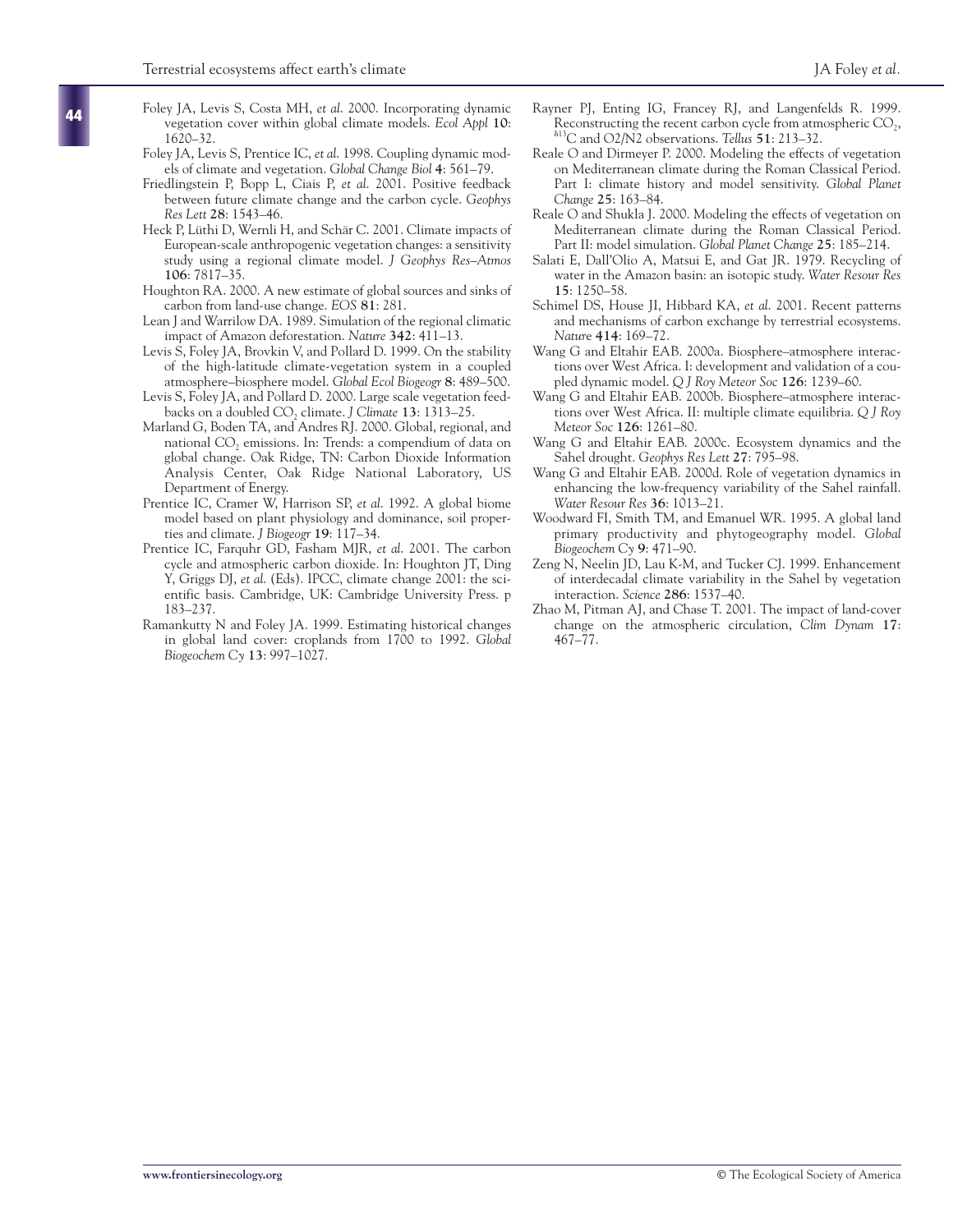Foley JA, Levis S, Costa MH, *et al*. 2000. Incorporating dynamic vegetation cover within global climate models. *Ecol Appl* **10**: 1620–32.

Foley JA, Levis S, Prentice IC, *et al*. 1998. Coupling dynamic models of climate and vegetation. *Global Change Biol* **4**: 561–79.

Friedlingstein P, Bopp L, Ciais P, *et al*. 2001. Positive feedback between future climate change and the carbon cycle. *Geophys Res Lett* **28**: 1543–46.

Heck P, Lüthi D, Wernli H, and Schär C. 2001. Climate impacts of European-scale anthropogenic vegetation changes: a sensitivity study using a regional climate model. *J Geophys Res–Atmos* **106**: 7817–35.

Houghton RA. 2000. A new estimate of global sources and sinks of carbon from land-use change. *EOS* **81**: 281.

Lean J and Warrilow DA. 1989. Simulation of the regional climatic impact of Amazon deforestation. *Nature* **342**: 411–13.

Levis S, Foley JA, Brovkin V, and Pollard D. 1999. On the stability of the high-latitude climate-vegetation system in a coupled atmosphere–biosphere model. *Global Ecol Biogeogr* **8**: 489–500.

Levis S, Foley JA, and Pollard D. 2000. Large scale vegetation feedbacks on a doubled $CO_2$ climate. *J Climate* **13**: 1313–25.

Marland G, Boden TA, and Andres RJ. 2000. Global, regional, and national $CO_2$ emissions. In: Trends: a compendium of data on global change. Oak Ridge, TN: Carbon Dioxide Information Analysis Center, Oak Ridge National Laboratory, US Department of Energy.

Prentice IC, Cramer W, Harrison SP, *et al*. 1992. A global biome model based on plant physiology and dominance, soil properties and climate. *J Biogeogr* **19**: 117–34.

Prentice IC, Farquhr GD, Fasham MJR, *et al*. 2001. The carbon cycle and atmospheric carbon dioxide. In: Houghton JT, Ding Y, Griggs DJ, *et al*. (Eds). IPCC, climate change 2001: the scientific basis. Cambridge, UK: Cambridge University Press. p 183–237.

Ramankutty N and Foley JA. 1999. Estimating historical changes in global land cover: croplands from 1700 to 1992. *Global Biogeochem Cy* **13**: 997–1027.

Rayner PJ, Enting IG, Francey RJ, and Langenfelds R. 1999. Reconstructing the recent carbon cycle from atmospheric $CO_2$, $\delta^{13}C$ and O2/N2 observations. *Tellus* **51**: 213–32.

Reale O and Dirmeyer P. 2000. Modeling the effects of vegetation on Mediterranean climate during the Roman Classical Period. Part I: climate history and model sensitivity. *Global Planet Change* **25**: 163–84.

Reale O and Shukla J. 2000. Modeling the effects of vegetation on Mediterranean climate during the Roman Classical Period. Part II: model simulation. *Global Planet Change* **25**: 185–214.

Salati E, Dall'Olio A, Matsui E, and Gat JR. 1979. Recycling of water in the Amazon basin: an isotopic study. *Water Resour Res* **15**: 1250–58.

Schimel DS, House JI, Hibbard KA, *et al*. 2001. Recent patterns and mechanisms of carbon exchange by terrestrial ecosystems. *Nature* **414**: 169–72.

Wang G and Eltahir EAB. 2000a. Biosphere–atmosphere interactions over West Africa. I: development and validation of a coupled dynamic model. *Q J Roy Meteor Soc* **126**: 1239–60.

Wang G and Eltahir EAB. 2000b. Biosphere–atmosphere interactions over West Africa. II: multiple climate equilibria. *Q J Roy Meteor Soc* **126**: 1261–80.

Wang G and Eltahir EAB. 2000c. Ecosystem dynamics and the Sahel drought. *Geophys Res Lett* **27**: 795–98.

Wang G and Eltahir EAB. 2000d. Role of vegetation dynamics in enhancing the low-frequency variability of the Sahel rainfall. *Water Resour Res* **36**: 1013–21.

Woodward FI, Smith TM, and Emanuel WR. 1995. A global land primary productivity and phytogeography model. *Global Biogeochem Cy* **9**: 471–90.

Zeng N, Neelin JD, Lau K-M, and Tucker CJ. 1999. Enhancement of interdecadal climate variability in the Sahel by vegetation interaction. *Science* **286**: 1537–40.

Zhao M, Pitman AJ, and Chase T. 2001. The impact of land-cover change on the atmospheric circulation, *Clim Dynam* **17**: 467–77.